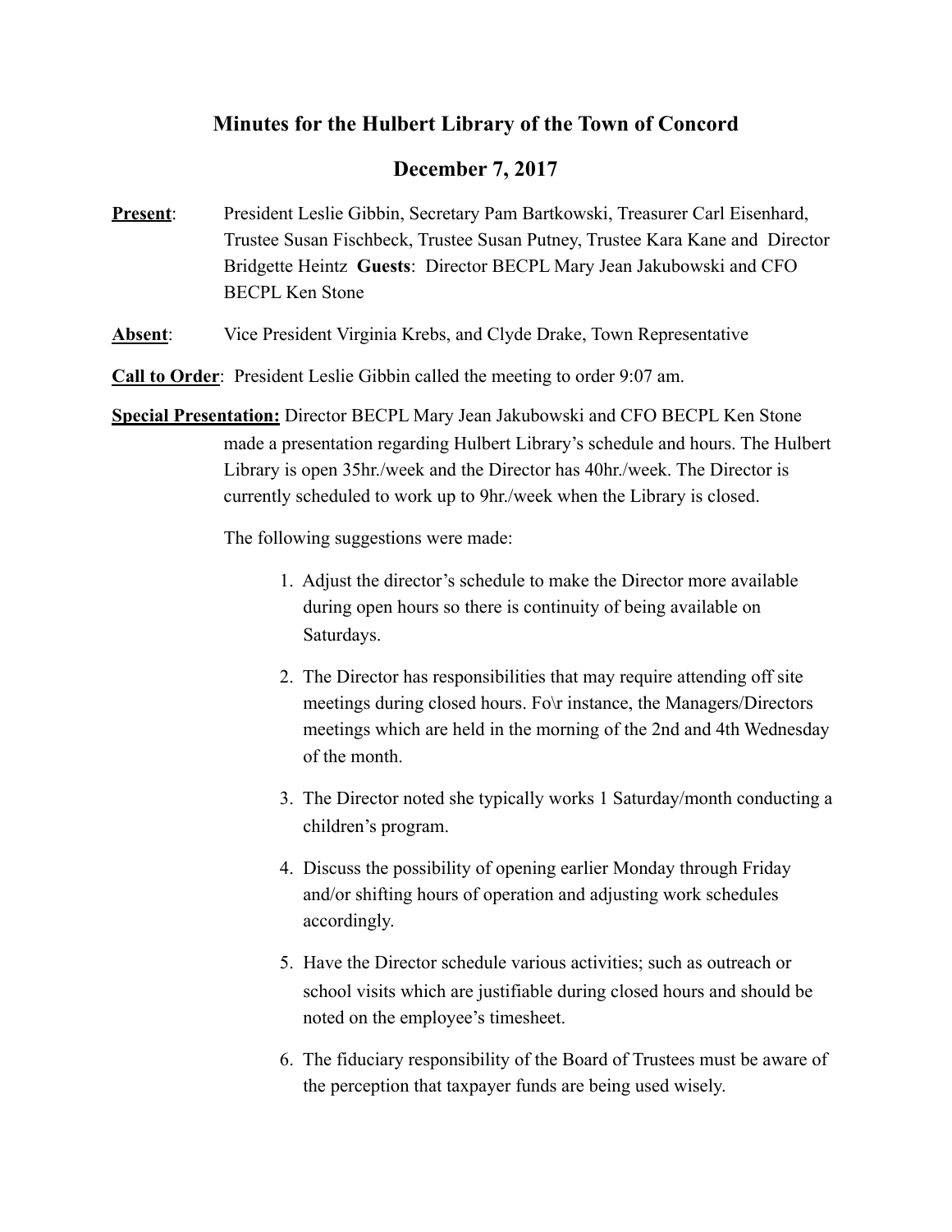# Minutes for the Hulbert Library of the Town of Concord

## December 7, 2017

**<u>Present</u>**: President Leslie Gibbin, Secretary Pam Bartkowski, Treasurer Carl Eisenhard, Trustee Susan Fischbeck, Trustee Susan Putney, Trustee Kara Kane and Director Bridgette Heintz **Guests**: Director BECPL Mary Jean Jakubowski and CFO BECPL Ken Stone

**<u>Absent</u>**: Vice President Virginia Krebs, and Clyde Drake, Town Representative

**<u>Call to Order</u>**: President Leslie Gibbin called the meeting to order 9:07 am.

**<u>Special Presentation:</u>** Director BECPL Mary Jean Jakubowski and CFO BECPL Ken Stone made a presentation regarding Hulbert Library's schedule and hours. The Hulbert Library is open 35hr./week and the Director has 40hr./week. The Director is currently scheduled to work up to 9hr./week when the Library is closed.

The following suggestions were made:

1. Adjust the director's schedule to make the Director more available during open hours so there is continuity of being available on Saturdays.
2. The Director has responsibilities that may require attending off site meetings during closed hours. Fo\r instance, the Managers/Directors meetings which are held in the morning of the 2nd and 4th Wednesday of the month.
3. The Director noted she typically works 1 Saturday/month conducting a children's program.
4. Discuss the possibility of opening earlier Monday through Friday and/or shifting hours of operation and adjusting work schedules accordingly.
5. Have the Director schedule various activities; such as outreach or school visits which are justifiable during closed hours and should be noted on the employee's timesheet.
6. The fiduciary responsibility of the Board of Trustees must be aware of the perception that taxpayer funds are being used wisely.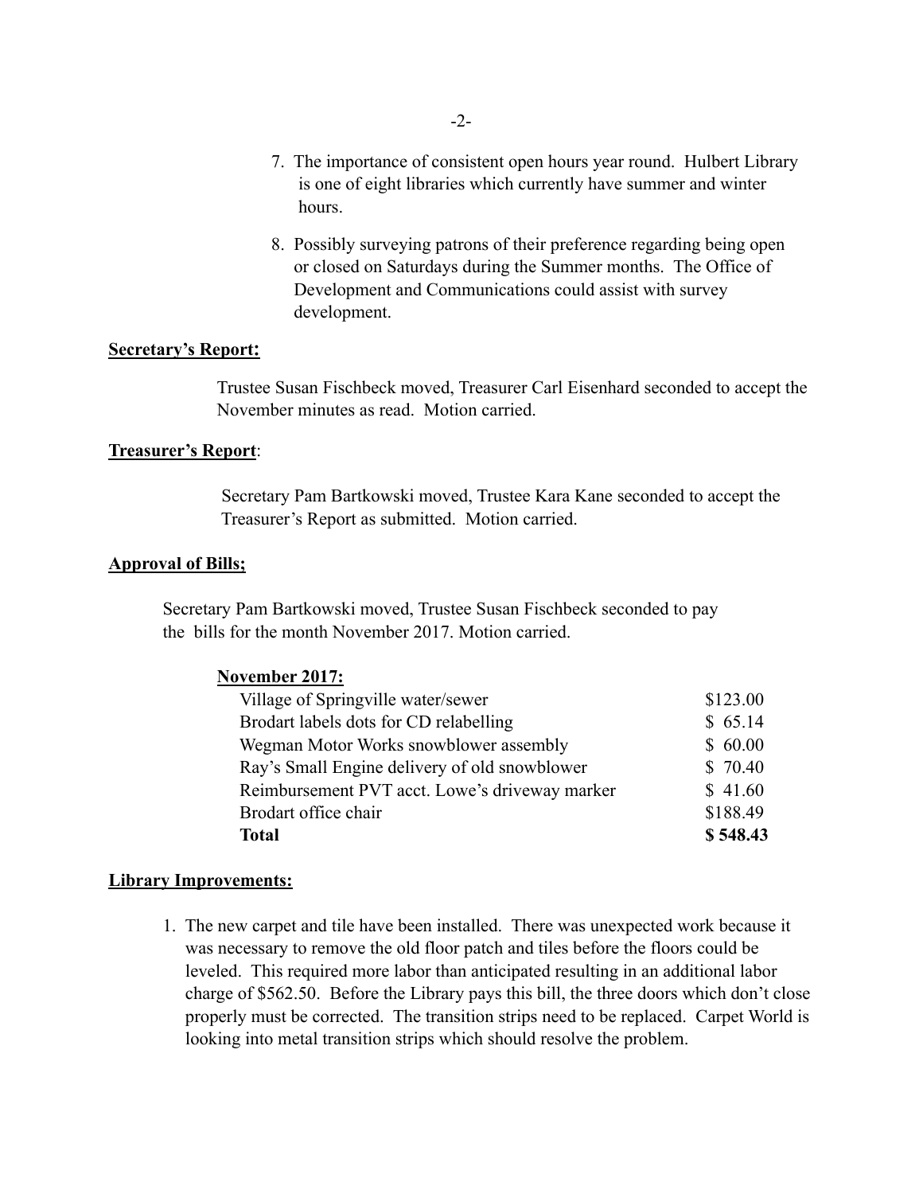7. The importance of consistent open hours year round. Hulbert Library is one of eight libraries which currently have summer and winter hours.

8. Possibly surveying patrons of their preference regarding being open or closed on Saturdays during the Summer months. The Office of Development and Communications could assist with survey development.

**Secretary's Report:**

Trustee Susan Fischbeck moved, Treasurer Carl Eisenhard seconded to accept the November minutes as read. Motion carried.

**Treasurer's Report**:

Secretary Pam Bartkowski moved, Trustee Kara Kane seconded to accept the Treasurer's Report as submitted. Motion carried.

**Approval of Bills;**

Secretary Pam Bartkowski moved, Trustee Susan Fischbeck seconded to pay the bills for the month November 2017. Motion carried.

**November 2017:**

| | |
|---|---|
| Village of Springville water/sewer | $123.00 |
| Brodart labels dots for CD relabelling | $ 65.14 |
| Wegman Motor Works snowblower assembly | $ 60.00 |
| Ray's Small Engine delivery of old snowblower | $ 70.40 |
| Reimbursement PVT acct. Lowe's driveway marker | $ 41.60 |
| Brodart office chair | $188.49 |
| **Total** | **$ 548.43** |

**Library Improvements:**

1. The new carpet and tile have been installed. There was unexpected work because it was necessary to remove the old floor patch and tiles before the floors could be leveled. This required more labor than anticipated resulting in an additional labor charge of $562.50. Before the Library pays this bill, the three doors which don't close properly must be corrected. The transition strips need to be replaced. Carpet World is looking into metal transition strips which should resolve the problem.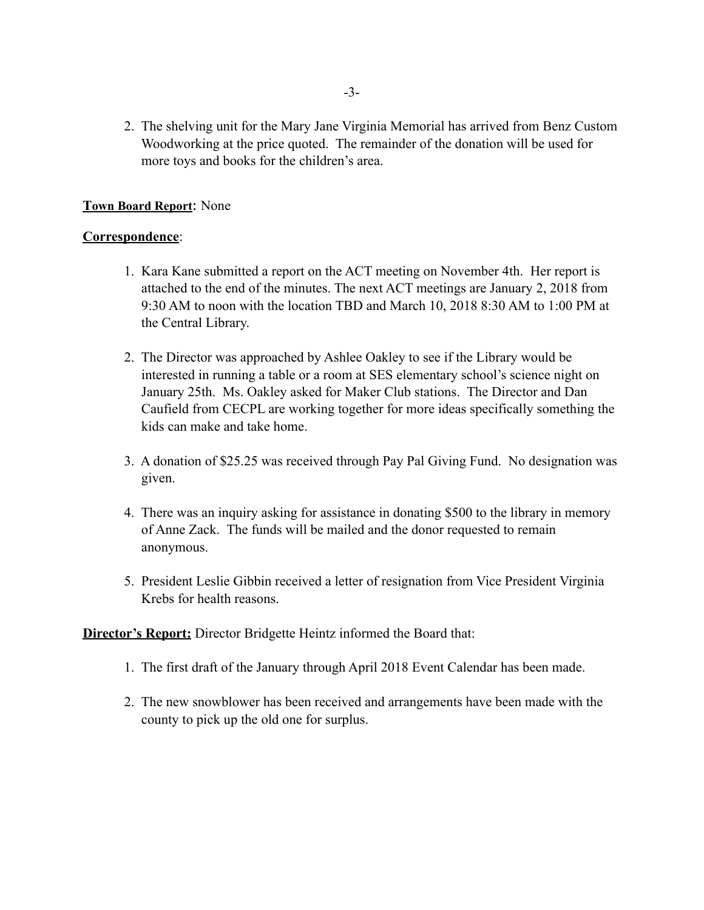2. The shelving unit for the Mary Jane Virginia Memorial has arrived from Benz Custom Woodworking at the price quoted. The remainder of the donation will be used for more toys and books for the children's area.

**Town Board Report**: None

**Correspondence**:

1. Kara Kane submitted a report on the ACT meeting on November 4th. Her report is attached to the end of the minutes. The next ACT meetings are January 2, 2018 from 9:30 AM to noon with the location TBD and March 10, 2018 8:30 AM to 1:00 PM at the Central Library.

2. The Director was approached by Ashlee Oakley to see if the Library would be interested in running a table or a room at SES elementary school's science night on January 25th. Ms. Oakley asked for Maker Club stations. The Director and Dan Caufield from CECPL are working together for more ideas specifically something the kids can make and take home.

3. A donation of $25.25 was received through Pay Pal Giving Fund. No designation was given.

4. There was an inquiry asking for assistance in donating $500 to the library in memory of Anne Zack. The funds will be mailed and the donor requested to remain anonymous.

5. President Leslie Gibbin received a letter of resignation from Vice President Virginia Krebs for health reasons.

**Director's Report:** Director Bridgette Heintz informed the Board that:

1. The first draft of the January through April 2018 Event Calendar has been made.

2. The new snowblower has been received and arrangements have been made with the county to pick up the old one for surplus.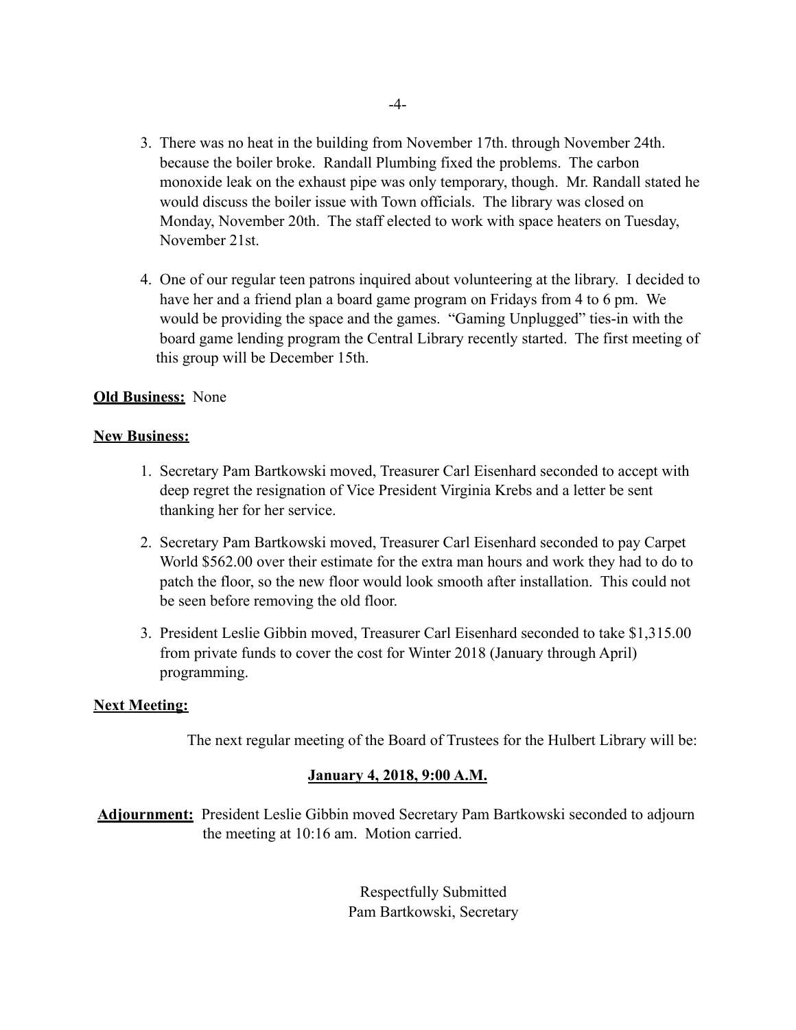3. There was no heat in the building from November 17th. through November 24th. because the boiler broke. Randall Plumbing fixed the problems. The carbon monoxide leak on the exhaust pipe was only temporary, though. Mr. Randall stated he would discuss the boiler issue with Town officials. The library was closed on Monday, November 20th. The staff elected to work with space heaters on Tuesday, November 21st.

4. One of our regular teen patrons inquired about volunteering at the library. I decided to have her and a friend plan a board game program on Fridays from 4 to 6 pm. We would be providing the space and the games. "Gaming Unplugged" ties-in with the board game lending program the Central Library recently started. The first meeting of this group will be December 15th.

**Old Business:** None

**New Business:**

1. Secretary Pam Bartkowski moved, Treasurer Carl Eisenhard seconded to accept with deep regret the resignation of Vice President Virginia Krebs and a letter be sent thanking her for her service.

2. Secretary Pam Bartkowski moved, Treasurer Carl Eisenhard seconded to pay Carpet World $562.00 over their estimate for the extra man hours and work they had to do to patch the floor, so the new floor would look smooth after installation. This could not be seen before removing the old floor.

3. President Leslie Gibbin moved, Treasurer Carl Eisenhard seconded to take $1,315.00 from private funds to cover the cost for Winter 2018 (January through April) programming.

**Next Meeting:**

The next regular meeting of the Board of Trustees for the Hulbert Library will be:

**January 4, 2018, 9:00 A.M.**

**Adjournment:** President Leslie Gibbin moved Secretary Pam Bartkowski seconded to adjourn the meeting at 10:16 am. Motion carried.

Respectfully Submitted
Pam Bartkowski, Secretary